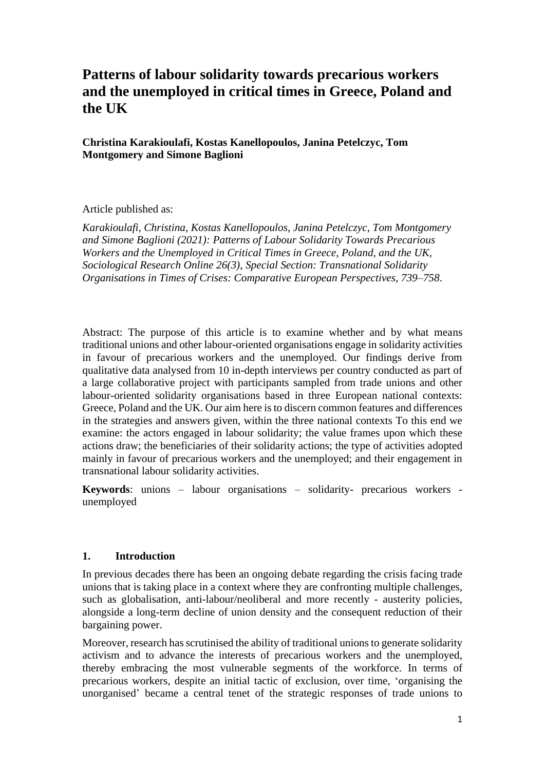# Patterns of labour solidarity towards precarious workers and the unemployed in critical times in Greece, Poland and the UK

**Christina Karakioulafi, Kostas Kanellopoulos, Janina Petelczyc, Tom Montgomery and Simone Baglioni**

Article published as:

*Karakioulafi, Christina, Kostas Kanellopoulos, Janina Petelczyc, Tom Montgomery and Simone Baglioni (2021): Patterns of Labour Solidarity Towards Precarious Workers and the Unemployed in Critical Times in Greece, Poland, and the UK, Sociological Research Online 26(3), Special Section: Transnational Solidarity Organisations in Times of Crises: Comparative European Perspectives, 739–758.*

Abstract: The purpose of this article is to examine whether and by what means traditional unions and other labour-oriented organisations engage in solidarity activities in favour of precarious workers and the unemployed. Our findings derive from qualitative data analysed from 10 in-depth interviews per country conducted as part of a large collaborative project with participants sampled from trade unions and other labour-oriented solidarity organisations based in three European national contexts: Greece, Poland and the UK. Our aim here is to discern common features and differences in the strategies and answers given, within the three national contexts To this end we examine: the actors engaged in labour solidarity; the value frames upon which these actions draw; the beneficiaries of their solidarity actions; the type of activities adopted mainly in favour of precarious workers and the unemployed; and their engagement in transnational labour solidarity activities.

**Keywords**: unions – labour organisations – solidarity- precarious workers - unemployed

## 1. Introduction

In previous decades there has been an ongoing debate regarding the crisis facing trade unions that is taking place in a context where they are confronting multiple challenges, such as globalisation, anti-labour/neoliberal and more recently - austerity policies, alongside a long-term decline of union density and the consequent reduction of their bargaining power.

Moreover, research has scrutinised the ability of traditional unions to generate solidarity activism and to advance the interests of precarious workers and the unemployed, thereby embracing the most vulnerable segments of the workforce. In terms of precarious workers, despite an initial tactic of exclusion, over time, 'organising the unorganised' became a central tenet of the strategic responses of trade unions to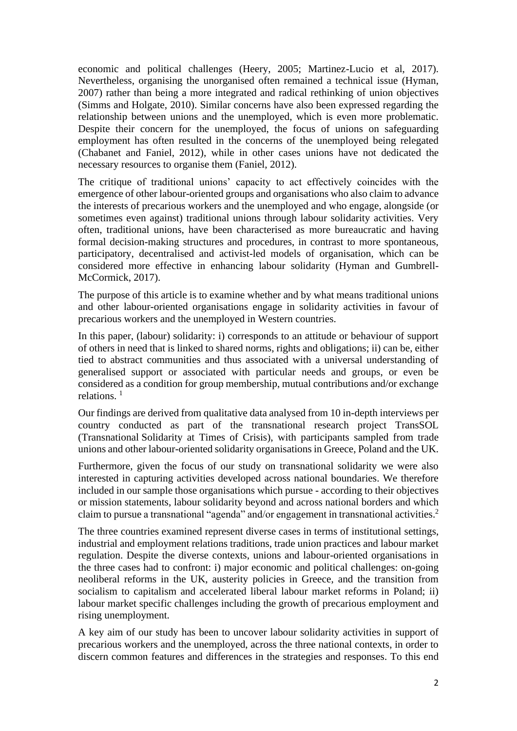economic and political challenges (Heery, 2005; Martinez-Lucio et al, 2017). Nevertheless, organising the unorganised often remained a technical issue (Hyman, 2007) rather than being a more integrated and radical rethinking of union objectives (Simms and Holgate, 2010). Similar concerns have also been expressed regarding the relationship between unions and the unemployed, which is even more problematic. Despite their concern for the unemployed, the focus of unions on safeguarding employment has often resulted in the concerns of the unemployed being relegated (Chabanet and Faniel, 2012), while in other cases unions have not dedicated the necessary resources to organise them (Faniel, 2012).

The critique of traditional unions' capacity to act effectively coincides with the emergence of other labour-oriented groups and organisations who also claim to advance the interests of precarious workers and the unemployed and who engage, alongside (or sometimes even against) traditional unions through labour solidarity activities. Very often, traditional unions, have been characterised as more bureaucratic and having formal decision-making structures and procedures, in contrast to more spontaneous, participatory, decentralised and activist-led models of organisation, which can be considered more effective in enhancing labour solidarity (Hyman and Gumbrell-McCormick, 2017).

The purpose of this article is to examine whether and by what means traditional unions and other labour-oriented organisations engage in solidarity activities in favour of precarious workers and the unemployed in Western countries.

In this paper, (labour) solidarity: i) corresponds to an attitude or behaviour of support of others in need that is linked to shared norms, rights and obligations; ii) can be, either tied to abstract communities and thus associated with a universal understanding of generalised support or associated with particular needs and groups, or even be considered as a condition for group membership, mutual contributions and/or exchange relations. [1]

Our findings are derived from qualitative data analysed from 10 in-depth interviews per country conducted as part of the transnational research project TransSOL (Transnational Solidarity at Times of Crisis), with participants sampled from trade unions and other labour-oriented solidarity organisations in Greece, Poland and the UK.

Furthermore, given the focus of our study on transnational solidarity we were also interested in capturing activities developed across national boundaries. We therefore included in our sample those organisations which pursue - according to their objectives or mission statements, labour solidarity beyond and across national borders and which claim to pursue a transnational "agenda" and/or engagement in transnational activities.[2]

The three countries examined represent diverse cases in terms of institutional settings, industrial and employment relations traditions, trade union practices and labour market regulation. Despite the diverse contexts, unions and labour-oriented organisations in the three cases had to confront: i) major economic and political challenges: on-going neoliberal reforms in the UK, austerity policies in Greece, and the transition from socialism to capitalism and accelerated liberal labour market reforms in Poland; ii) labour market specific challenges including the growth of precarious employment and rising unemployment.

A key aim of our study has been to uncover labour solidarity activities in support of precarious workers and the unemployed, across the three national contexts, in order to discern common features and differences in the strategies and responses. To this end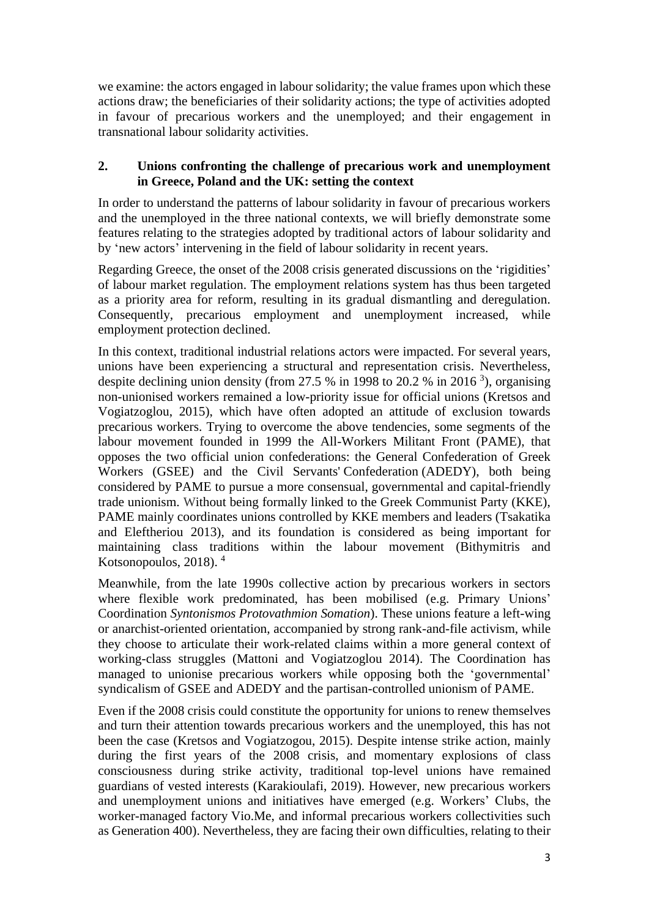we examine: the actors engaged in labour solidarity; the value frames upon which these actions draw; the beneficiaries of their solidarity actions; the type of activities adopted in favour of precarious workers and the unemployed; and their engagement in transnational labour solidarity activities.

## 2. Unions confronting the challenge of precarious work and unemployment in Greece, Poland and the UK: setting the context

In order to understand the patterns of labour solidarity in favour of precarious workers and the unemployed in the three national contexts, we will briefly demonstrate some features relating to the strategies adopted by traditional actors of labour solidarity and by 'new actors' intervening in the field of labour solidarity in recent years.

Regarding Greece, the onset of the 2008 crisis generated discussions on the 'rigidities' of labour market regulation. The employment relations system has thus been targeted as a priority area for reform, resulting in its gradual dismantling and deregulation. Consequently, precarious employment and unemployment increased, while employment protection declined.

In this context, traditional industrial relations actors were impacted. For several years, unions have been experiencing a structural and representation crisis. Nevertheless, despite declining union density (from 27.5 % in 1998 to 20.2 % in 2016 [3]), organising non-unionised workers remained a low-priority issue for official unions (Kretsos and Vogiatzoglou, 2015), which have often adopted an attitude of exclusion towards precarious workers. Trying to overcome the above tendencies, some segments of the labour movement founded in 1999 the All-Workers Militant Front (PAME), that opposes the two official union confederations: the General Confederation of Greek Workers (GSEE) and the Civil Servants' Confederation (ADEDY), both being considered by PAME to pursue a more consensual, governmental and capital-friendly trade unionism. Without being formally linked to the Greek Communist Party (KKE), PAME mainly coordinates unions controlled by KKE members and leaders (Tsakatika and Eleftheriou 2013), and its foundation is considered as being important for maintaining class traditions within the labour movement (Bithymitris and Kotsonopoulos, 2018). [4]

Meanwhile, from the late 1990s collective action by precarious workers in sectors where flexible work predominated, has been mobilised (e.g. Primary Unions' Coordination *Syntonismos Protovathmion Somation*). These unions feature a left-wing or anarchist-oriented orientation, accompanied by strong rank-and-file activism, while they choose to articulate their work-related claims within a more general context of working-class struggles (Mattoni and Vogiatzoglou 2014). The Coordination has managed to unionise precarious workers while opposing both the 'governmental' syndicalism of GSEE and ADEDY and the partisan-controlled unionism of PAME.

Even if the 2008 crisis could constitute the opportunity for unions to renew themselves and turn their attention towards precarious workers and the unemployed, this has not been the case (Kretsos and Vogiatzogou, 2015). Despite intense strike action, mainly during the first years of the 2008 crisis, and momentary explosions of class consciousness during strike activity, traditional top-level unions have remained guardians of vested interests (Karakioulafi, 2019). However, new precarious workers and unemployment unions and initiatives have emerged (e.g. Workers' Clubs, the worker-managed factory Vio.Me, and informal precarious workers collectivities such as Generation 400). Nevertheless, they are facing their own difficulties, relating to their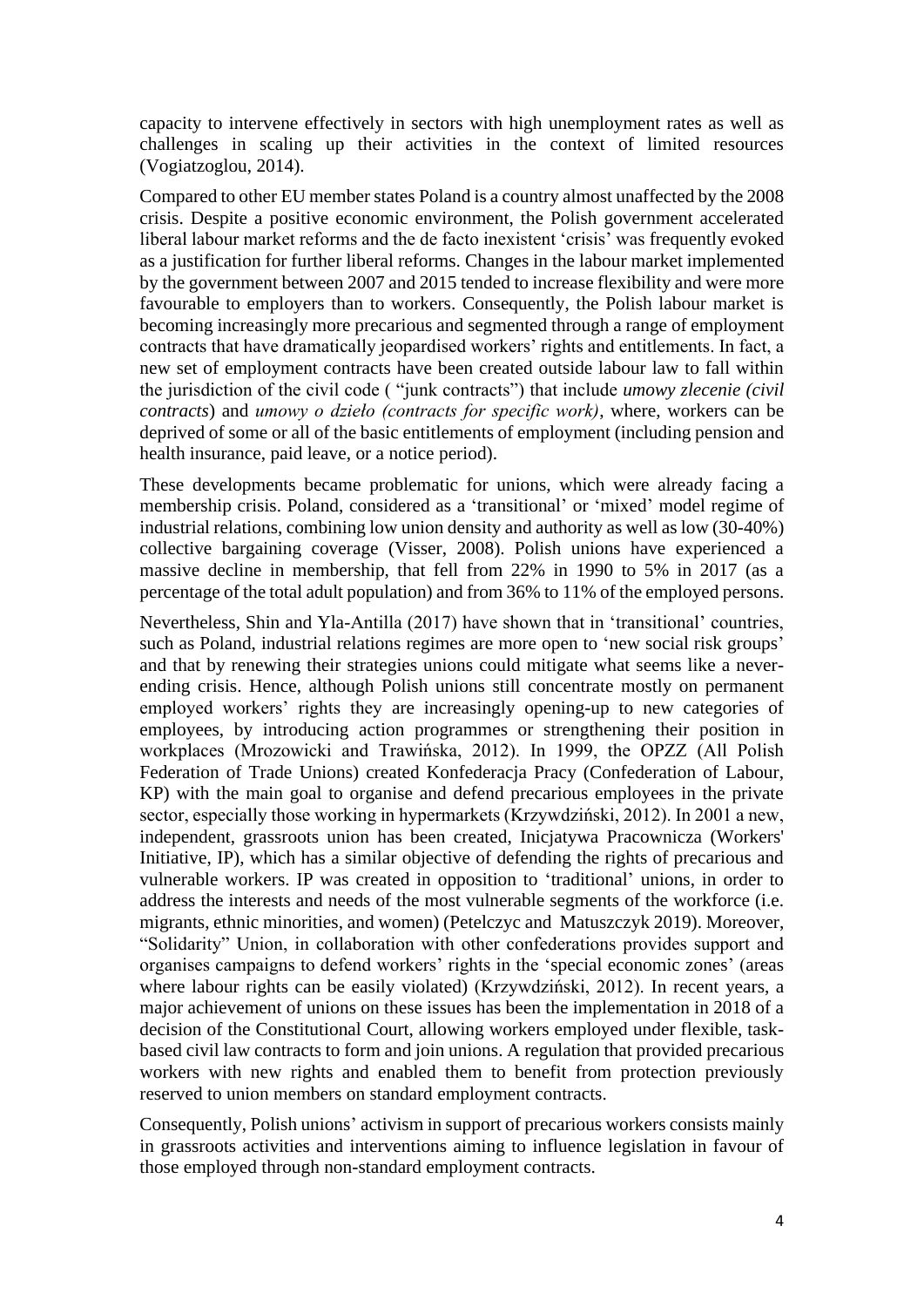capacity to intervene effectively in sectors with high unemployment rates as well as challenges in scaling up their activities in the context of limited resources (Vogiatzoglou, 2014).

Compared to other EU member states Poland is a country almost unaffected by the 2008 crisis. Despite a positive economic environment, the Polish government accelerated liberal labour market reforms and the de facto inexistent 'crisis' was frequently evoked as a justification for further liberal reforms. Changes in the labour market implemented by the government between 2007 and 2015 tended to increase flexibility and were more favourable to employers than to workers. Consequently, the Polish labour market is becoming increasingly more precarious and segmented through a range of employment contracts that have dramatically jeopardised workers' rights and entitlements. In fact, a new set of employment contracts have been created outside labour law to fall within the jurisdiction of the civil code ( "junk contracts") that include *umowy zlecenie (civil contracts*) and *umowy o dzieło (contracts for specific work)*, where, workers can be deprived of some or all of the basic entitlements of employment (including pension and health insurance, paid leave, or a notice period).

These developments became problematic for unions, which were already facing a membership crisis. Poland, considered as a 'transitional' or 'mixed' model regime of industrial relations, combining low union density and authority as well as low (30-40%) collective bargaining coverage (Visser, 2008). Polish unions have experienced a massive decline in membership, that fell from 22% in 1990 to 5% in 2017 (as a percentage of the total adult population) and from 36% to 11% of the employed persons.

Nevertheless, Shin and Yla-Antilla (2017) have shown that in 'transitional' countries, such as Poland, industrial relations regimes are more open to 'new social risk groups' and that by renewing their strategies unions could mitigate what seems like a never-ending crisis. Hence, although Polish unions still concentrate mostly on permanent employed workers' rights they are increasingly opening-up to new categories of employees, by introducing action programmes or strengthening their position in workplaces (Mrozowicki and Trawińska, 2012). In 1999, the OPZZ (All Polish Federation of Trade Unions) created Konfederacja Pracy (Confederation of Labour, KP) with the main goal to organise and defend precarious employees in the private sector, especially those working in hypermarkets (Krzywdziński, 2012). In 2001 a new, independent, grassroots union has been created, Inicjatywa Pracownicza (Workers' Initiative, IP), which has a similar objective of defending the rights of precarious and vulnerable workers. IP was created in opposition to 'traditional' unions, in order to address the interests and needs of the most vulnerable segments of the workforce (i.e. migrants, ethnic minorities, and women) (Petelczyc and Matuszczyk 2019). Moreover, "Solidarity" Union, in collaboration with other confederations provides support and organises campaigns to defend workers' rights in the 'special economic zones' (areas where labour rights can be easily violated) (Krzywdziński, 2012). In recent years, a major achievement of unions on these issues has been the implementation in 2018 of a decision of the Constitutional Court, allowing workers employed under flexible, task-based civil law contracts to form and join unions. A regulation that provided precarious workers with new rights and enabled them to benefit from protection previously reserved to union members on standard employment contracts.

Consequently, Polish unions' activism in support of precarious workers consists mainly in grassroots activities and interventions aiming to influence legislation in favour of those employed through non-standard employment contracts.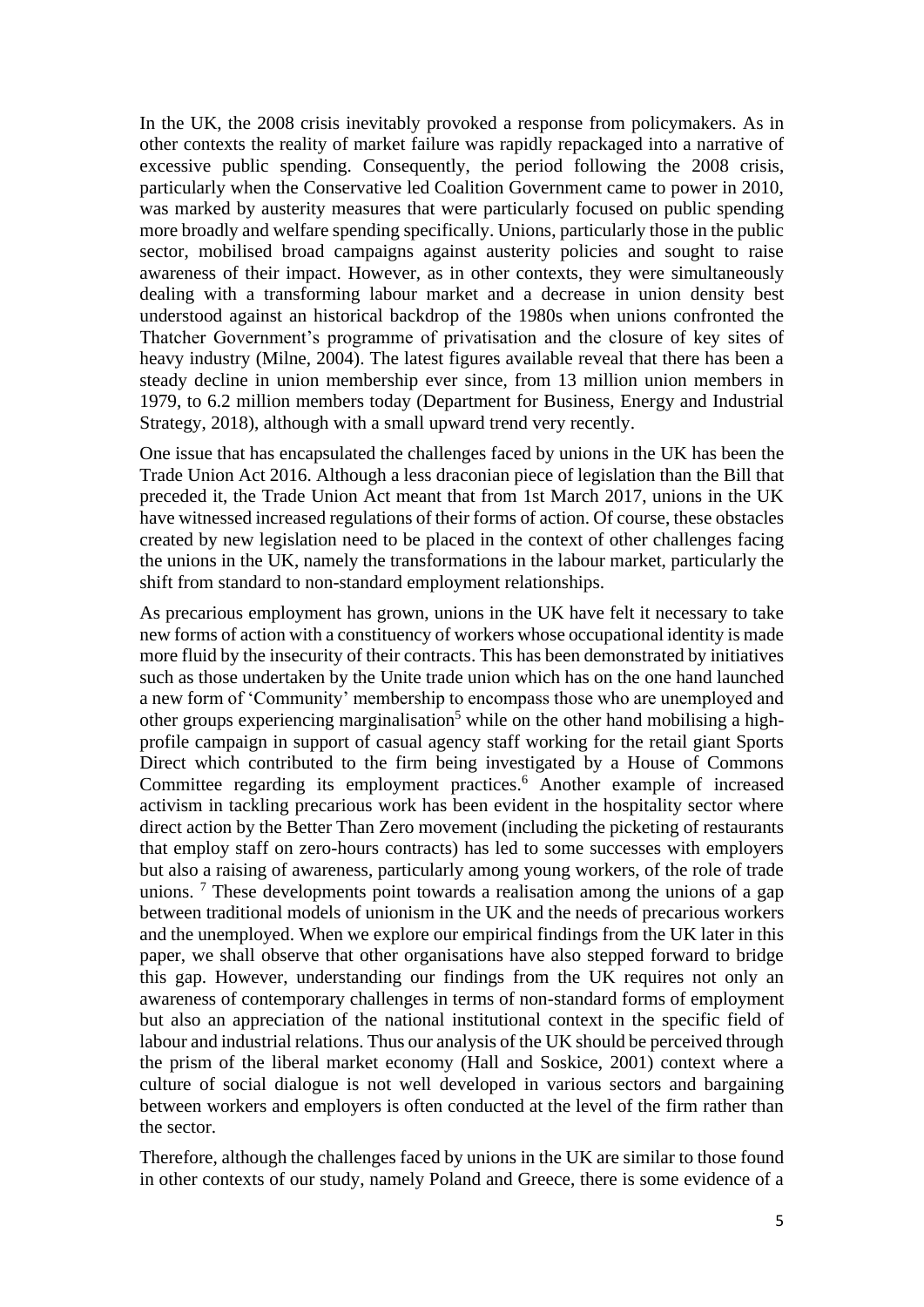In the UK, the 2008 crisis inevitably provoked a response from policymakers. As in other contexts the reality of market failure was rapidly repackaged into a narrative of excessive public spending. Consequently, the period following the 2008 crisis, particularly when the Conservative led Coalition Government came to power in 2010, was marked by austerity measures that were particularly focused on public spending more broadly and welfare spending specifically. Unions, particularly those in the public sector, mobilised broad campaigns against austerity policies and sought to raise awareness of their impact. However, as in other contexts, they were simultaneously dealing with a transforming labour market and a decrease in union density best understood against an historical backdrop of the 1980s when unions confronted the Thatcher Government's programme of privatisation and the closure of key sites of heavy industry (Milne, 2004). The latest figures available reveal that there has been a steady decline in union membership ever since, from 13 million union members in 1979, to 6.2 million members today (Department for Business, Energy and Industrial Strategy, 2018), although with a small upward trend very recently.

One issue that has encapsulated the challenges faced by unions in the UK has been the Trade Union Act 2016. Although a less draconian piece of legislation than the Bill that preceded it, the Trade Union Act meant that from 1st March 2017, unions in the UK have witnessed increased regulations of their forms of action. Of course, these obstacles created by new legislation need to be placed in the context of other challenges facing the unions in the UK, namely the transformations in the labour market, particularly the shift from standard to non-standard employment relationships.

As precarious employment has grown, unions in the UK have felt it necessary to take new forms of action with a constituency of workers whose occupational identity is made more fluid by the insecurity of their contracts. This has been demonstrated by initiatives such as those undertaken by the Unite trade union which has on the one hand launched a new form of 'Community' membership to encompass those who are unemployed and other groups experiencing marginalisation[5] while on the other hand mobilising a high-profile campaign in support of casual agency staff working for the retail giant Sports Direct which contributed to the firm being investigated by a House of Commons Committee regarding its employment practices.[6] Another example of increased activism in tackling precarious work has been evident in the hospitality sector where direct action by the Better Than Zero movement (including the picketing of restaurants that employ staff on zero-hours contracts) has led to some successes with employers but also a raising of awareness, particularly among young workers, of the role of trade unions. [7] These developments point towards a realisation among the unions of a gap between traditional models of unionism in the UK and the needs of precarious workers and the unemployed. When we explore our empirical findings from the UK later in this paper, we shall observe that other organisations have also stepped forward to bridge this gap. However, understanding our findings from the UK requires not only an awareness of contemporary challenges in terms of non-standard forms of employment but also an appreciation of the national institutional context in the specific field of labour and industrial relations. Thus our analysis of the UK should be perceived through the prism of the liberal market economy (Hall and Soskice, 2001) context where a culture of social dialogue is not well developed in various sectors and bargaining between workers and employers is often conducted at the level of the firm rather than the sector.

Therefore, although the challenges faced by unions in the UK are similar to those found in other contexts of our study, namely Poland and Greece, there is some evidence of a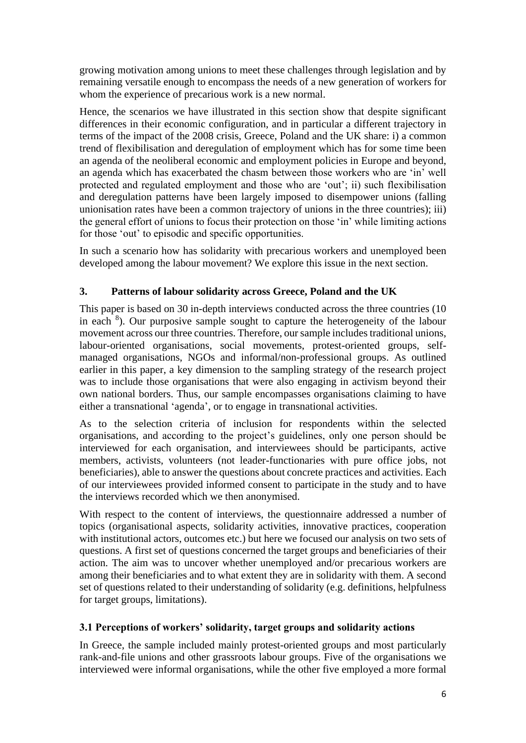growing motivation among unions to meet these challenges through legislation and by remaining versatile enough to encompass the needs of a new generation of workers for whom the experience of precarious work is a new normal.

Hence, the scenarios we have illustrated in this section show that despite significant differences in their economic configuration, and in particular a different trajectory in terms of the impact of the 2008 crisis, Greece, Poland and the UK share: i) a common trend of flexibilisation and deregulation of employment which has for some time been an agenda of the neoliberal economic and employment policies in Europe and beyond, an agenda which has exacerbated the chasm between those workers who are 'in' well protected and regulated employment and those who are 'out'; ii) such flexibilisation and deregulation patterns have been largely imposed to disempower unions (falling unionisation rates have been a common trajectory of unions in the three countries); iii) the general effort of unions to focus their protection on those 'in' while limiting actions for those 'out' to episodic and specific opportunities.

In such a scenario how has solidarity with precarious workers and unemployed been developed among the labour movement? We explore this issue in the next section.

## 3. Patterns of labour solidarity across Greece, Poland and the UK

This paper is based on 30 in-depth interviews conducted across the three countries (10 in each [8]). Our purposive sample sought to capture the heterogeneity of the labour movement across our three countries. Therefore, our sample includes traditional unions, labour-oriented organisations, social movements, protest-oriented groups, self-managed organisations, NGOs and informal/non-professional groups. As outlined earlier in this paper, a key dimension to the sampling strategy of the research project was to include those organisations that were also engaging in activism beyond their own national borders. Thus, our sample encompasses organisations claiming to have either a transnational 'agenda', or to engage in transnational activities.

As to the selection criteria of inclusion for respondents within the selected organisations, and according to the project's guidelines, only one person should be interviewed for each organisation, and interviewees should be participants, active members, activists, volunteers (not leader-functionaries with pure office jobs, not beneficiaries), able to answer the questions about concrete practices and activities. Each of our interviewees provided informed consent to participate in the study and to have the interviews recorded which we then anonymised.

With respect to the content of interviews, the questionnaire addressed a number of topics (organisational aspects, solidarity activities, innovative practices, cooperation with institutional actors, outcomes etc.) but here we focused our analysis on two sets of questions. A first set of questions concerned the target groups and beneficiaries of their action. The aim was to uncover whether unemployed and/or precarious workers are among their beneficiaries and to what extent they are in solidarity with them. A second set of questions related to their understanding of solidarity (e.g. definitions, helpfulness for target groups, limitations).

### 3.1 Perceptions of workers' solidarity, target groups and solidarity actions

In Greece, the sample included mainly protest-oriented groups and most particularly rank-and-file unions and other grassroots labour groups. Five of the organisations we interviewed were informal organisations, while the other five employed a more formal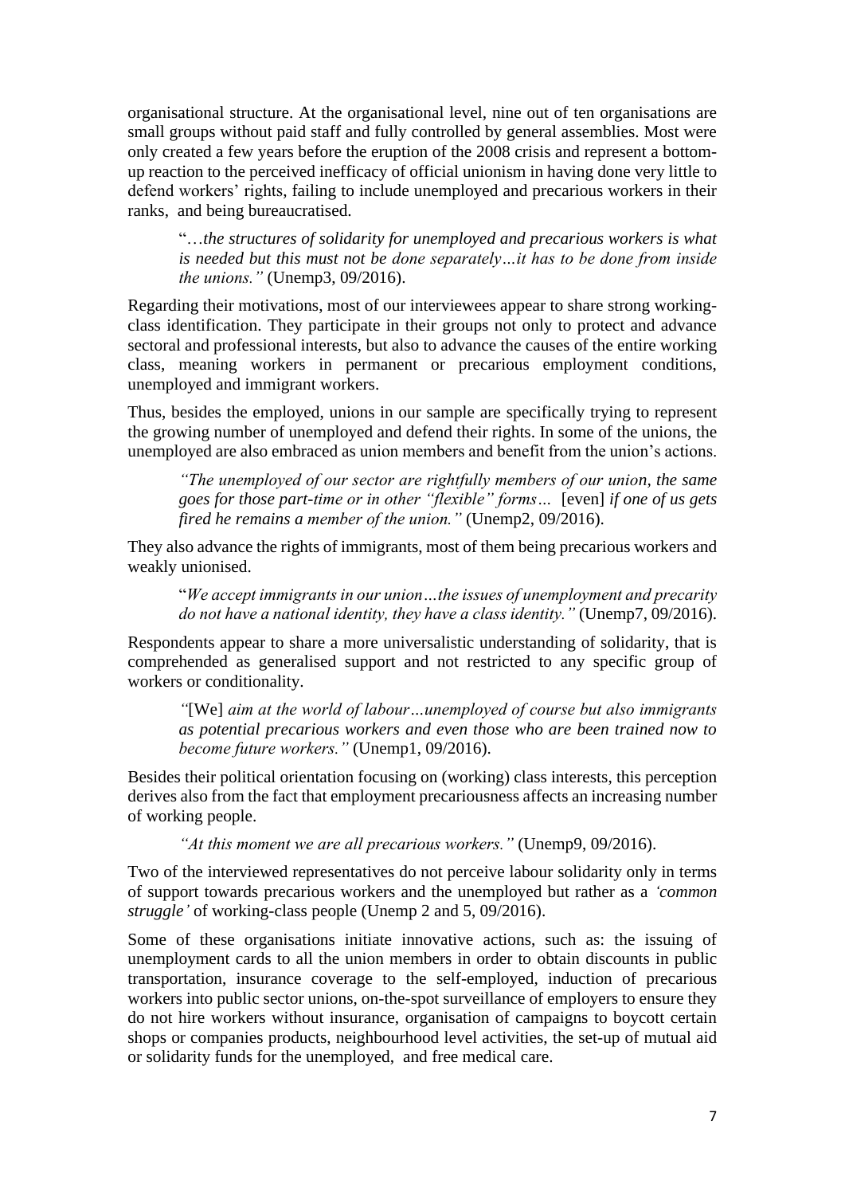organisational structure. At the organisational level, nine out of ten organisations are small groups without paid staff and fully controlled by general assemblies. Most were only created a few years before the eruption of the 2008 crisis and represent a bottom-up reaction to the perceived inefficacy of official unionism in having done very little to defend workers' rights, failing to include unemployed and precarious workers in their ranks, and being bureaucratised.

> "*…the structures of solidarity for unemployed and precarious workers is what is needed but this must not be done separately…it has to be done from inside the unions."* (Unemp3, 09/2016).

Regarding their motivations, most of our interviewees appear to share strong working-class identification. They participate in their groups not only to protect and advance sectoral and professional interests, but also to advance the causes of the entire working class, meaning workers in permanent or precarious employment conditions, unemployed and immigrant workers.

Thus, besides the employed, unions in our sample are specifically trying to represent the growing number of unemployed and defend their rights. In some of the unions, the unemployed are also embraced as union members and benefit from the union's actions.

> *"The unemployed of our sector are rightfully members of our union, the same goes for those part-time or in other "flexible" forms…* [even] *if one of us gets fired he remains a member of the union."* (Unemp2, 09/2016).

They also advance the rights of immigrants, most of them being precarious workers and weakly unionised.

> "*We accept immigrants in our union…the issues of unemployment and precarity do not have a national identity, they have a class identity."* (Unemp7, 09/2016).

Respondents appear to share a more universalistic understanding of solidarity, that is comprehended as generalised support and not restricted to any specific group of workers or conditionality.

> *"*[We] *aim at the world of labour…unemployed of course but also immigrants as potential precarious workers and even those who are been trained now to become future workers."* (Unemp1, 09/2016).

Besides their political orientation focusing on (working) class interests, this perception derives also from the fact that employment precariousness affects an increasing number of working people.

> *"At this moment we are all precarious workers."* (Unemp9, 09/2016).

Two of the interviewed representatives do not perceive labour solidarity only in terms of support towards precarious workers and the unemployed but rather as a *'common struggle'* of working-class people (Unemp 2 and 5, 09/2016).

Some of these organisations initiate innovative actions, such as: the issuing of unemployment cards to all the union members in order to obtain discounts in public transportation, insurance coverage to the self-employed, induction of precarious workers into public sector unions, on-the-spot surveillance of employers to ensure they do not hire workers without insurance, organisation of campaigns to boycott certain shops or companies products, neighbourhood level activities, the set-up of mutual aid or solidarity funds for the unemployed, and free medical care.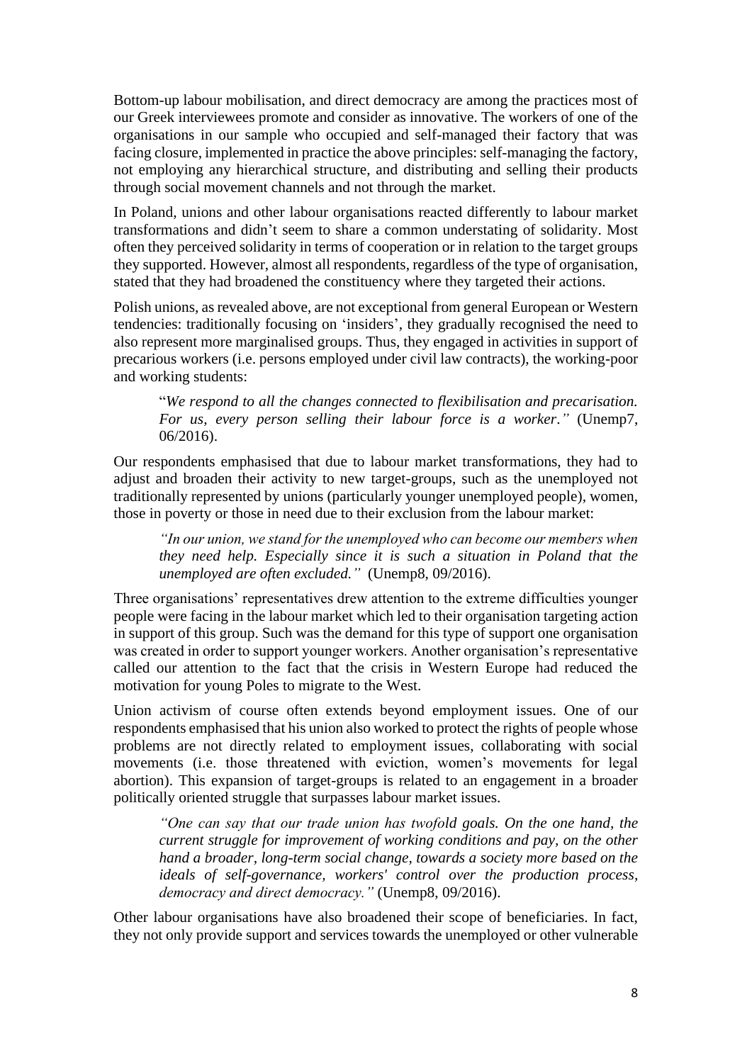Bottom-up labour mobilisation, and direct democracy are among the practices most of our Greek interviewees promote and consider as innovative. The workers of one of the organisations in our sample who occupied and self-managed their factory that was facing closure, implemented in practice the above principles: self-managing the factory, not employing any hierarchical structure, and distributing and selling their products through social movement channels and not through the market.

In Poland, unions and other labour organisations reacted differently to labour market transformations and didn't seem to share a common understating of solidarity. Most often they perceived solidarity in terms of cooperation or in relation to the target groups they supported. However, almost all respondents, regardless of the type of organisation, stated that they had broadened the constituency where they targeted their actions.

Polish unions, as revealed above, are not exceptional from general European or Western tendencies: traditionally focusing on 'insiders', they gradually recognised the need to also represent more marginalised groups. Thus, they engaged in activities in support of precarious workers (i.e. persons employed under civil law contracts), the working-poor and working students:

> "*We respond to all the changes connected to flexibilisation and precarisation. For us, every person selling their labour force is a worker.*" (Unemp7, 06/2016).

Our respondents emphasised that due to labour market transformations, they had to adjust and broaden their activity to new target-groups, such as the unemployed not traditionally represented by unions (particularly younger unemployed people), women, those in poverty or those in need due to their exclusion from the labour market:

> *"In our union, we stand for the unemployed who can become our members when they need help. Especially since it is such a situation in Poland that the unemployed are often excluded."* (Unemp8, 09/2016).

Three organisations' representatives drew attention to the extreme difficulties younger people were facing in the labour market which led to their organisation targeting action in support of this group. Such was the demand for this type of support one organisation was created in order to support younger workers. Another organisation's representative called our attention to the fact that the crisis in Western Europe had reduced the motivation for young Poles to migrate to the West.

Union activism of course often extends beyond employment issues. One of our respondents emphasised that his union also worked to protect the rights of people whose problems are not directly related to employment issues, collaborating with social movements (i.e. those threatened with eviction, women's movements for legal abortion). This expansion of target-groups is related to an engagement in a broader politically oriented struggle that surpasses labour market issues.

> *"One can say that our trade union has twofold goals. On the one hand, the current struggle for improvement of working conditions and pay, on the other hand a broader, long-term social change, towards a society more based on the ideals of self-governance, workers' control over the production process, democracy and direct democracy."* (Unemp8, 09/2016).

Other labour organisations have also broadened their scope of beneficiaries. In fact, they not only provide support and services towards the unemployed or other vulnerable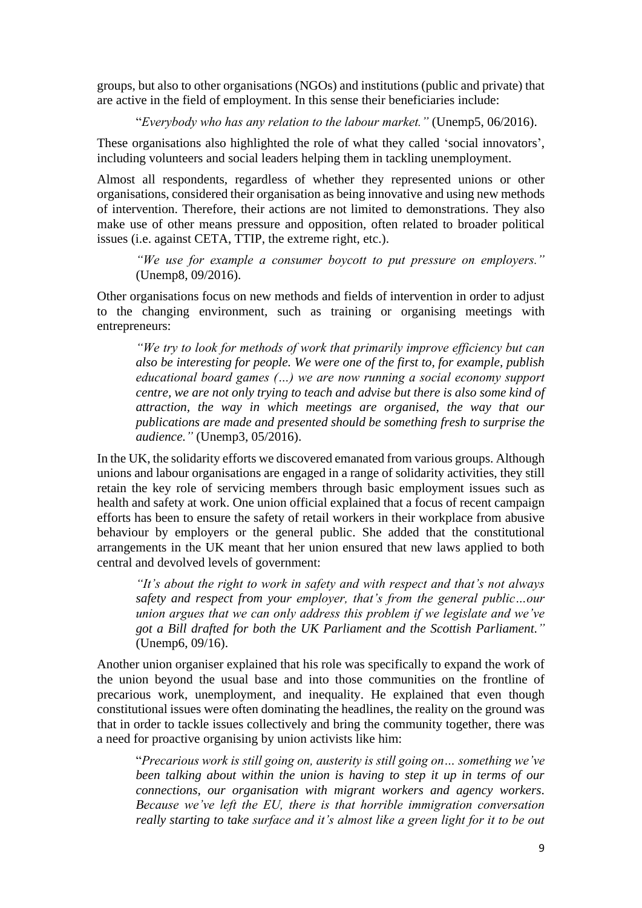groups, but also to other organisations (NGOs) and institutions (public and private) that are active in the field of employment. In this sense their beneficiaries include:

> "*Everybody who has any relation to the labour market.*" (Unemp5, 06/2016).

These organisations also highlighted the role of what they called 'social innovators', including volunteers and social leaders helping them in tackling unemployment.

Almost all respondents, regardless of whether they represented unions or other organisations, considered their organisation as being innovative and using new methods of intervention. Therefore, their actions are not limited to demonstrations. They also make use of other means pressure and opposition, often related to broader political issues (i.e. against CETA, TTIP, the extreme right, etc.).

> *"We use for example a consumer boycott to put pressure on employers."* (Unemp8, 09/2016).

Other organisations focus on new methods and fields of intervention in order to adjust to the changing environment, such as training or organising meetings with entrepreneurs:

> *"We try to look for methods of work that primarily improve efficiency but can also be interesting for people. We were one of the first to, for example, publish educational board games (…) we are now running a social economy support centre, we are not only trying to teach and advise but there is also some kind of attraction, the way in which meetings are organised, the way that our publications are made and presented should be something fresh to surprise the audience."* (Unemp3, 05/2016).

In the UK, the solidarity efforts we discovered emanated from various groups. Although unions and labour organisations are engaged in a range of solidarity activities, they still retain the key role of servicing members through basic employment issues such as health and safety at work. One union official explained that a focus of recent campaign efforts has been to ensure the safety of retail workers in their workplace from abusive behaviour by employers or the general public. She added that the constitutional arrangements in the UK meant that her union ensured that new laws applied to both central and devolved levels of government:

> *"It's about the right to work in safety and with respect and that's not always safety and respect from your employer, that's from the general public…our union argues that we can only address this problem if we legislate and we've got a Bill drafted for both the UK Parliament and the Scottish Parliament."* (Unemp6, 09/16).

Another union organiser explained that his role was specifically to expand the work of the union beyond the usual base and into those communities on the frontline of precarious work, unemployment, and inequality. He explained that even though constitutional issues were often dominating the headlines, the reality on the ground was that in order to tackle issues collectively and bring the community together, there was a need for proactive organising by union activists like him:

> "*Precarious work is still going on, austerity is still going on… something we've been talking about within the union is having to step it up in terms of our connections, our organisation with migrant workers and agency workers. Because we've left the EU, there is that horrible immigration conversation really starting to take surface and it's almost like a green light for it to be out*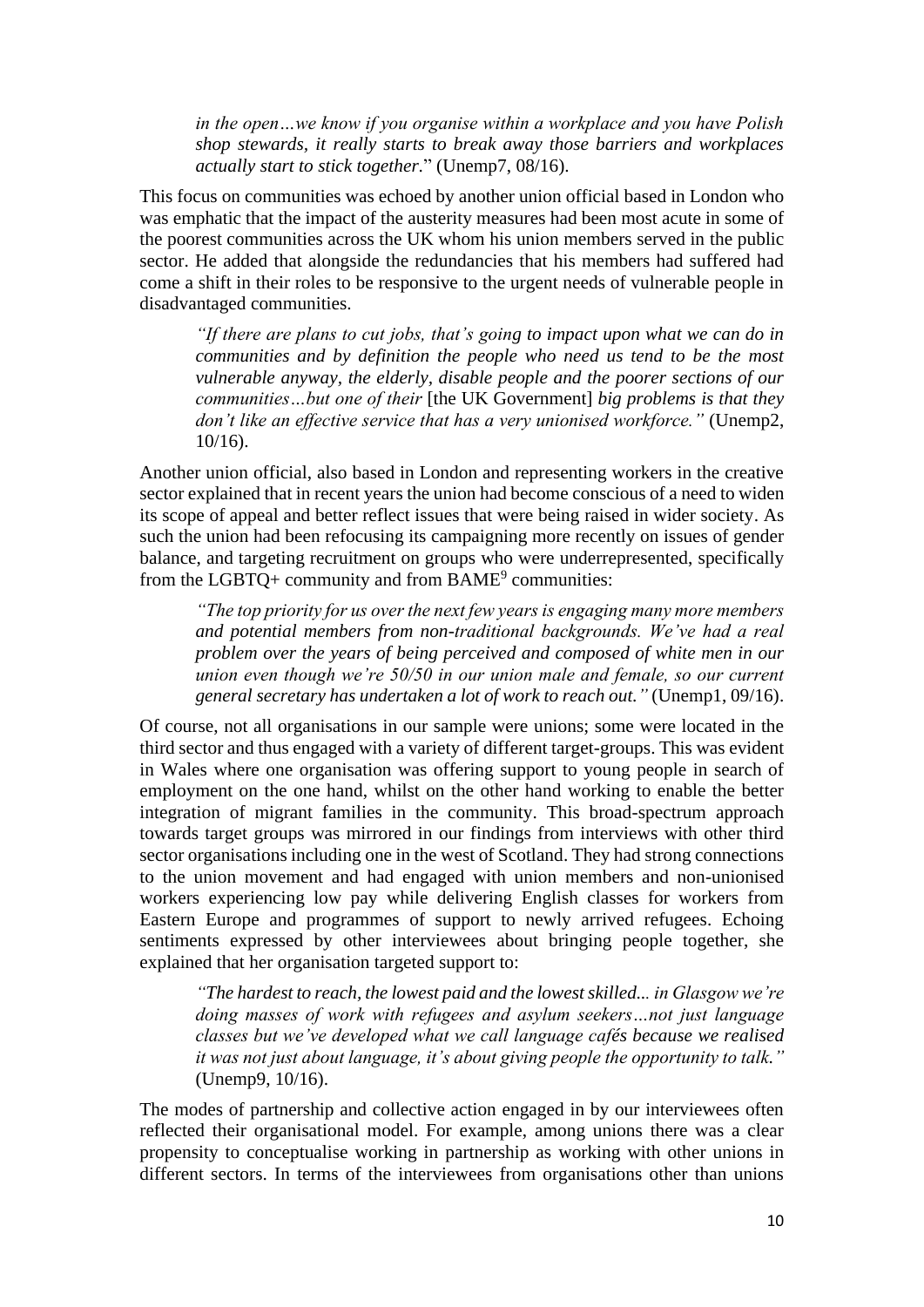*in the open…we know if you organise within a workplace and you have Polish shop stewards, it really starts to break away those barriers and workplaces actually start to stick together.*" (Unemp7, 08/16).

This focus on communities was echoed by another union official based in London who was emphatic that the impact of the austerity measures had been most acute in some of the poorest communities across the UK whom his union members served in the public sector. He added that alongside the redundancies that his members had suffered had come a shift in their roles to be responsive to the urgent needs of vulnerable people in disadvantaged communities.

> *"If there are plans to cut jobs, that's going to impact upon what we can do in communities and by definition the people who need us tend to be the most vulnerable anyway, the elderly, disable people and the poorer sections of our communities…but one of their* [the UK Government] *big problems is that they don't like an effective service that has a very unionised workforce."* (Unemp2, 10/16).

Another union official, also based in London and representing workers in the creative sector explained that in recent years the union had become conscious of a need to widen its scope of appeal and better reflect issues that were being raised in wider society. As such the union had been refocusing its campaigning more recently on issues of gender balance, and targeting recruitment on groups who were underrepresented, specifically from the LGBTQ+ community and from BAME[9] communities:

> *"The top priority for us over the next few years is engaging many more members and potential members from non-traditional backgrounds. We've had a real problem over the years of being perceived and composed of white men in our union even though we're 50/50 in our union male and female, so our current general secretary has undertaken a lot of work to reach out."* (Unemp1, 09/16).

Of course, not all organisations in our sample were unions; some were located in the third sector and thus engaged with a variety of different target-groups. This was evident in Wales where one organisation was offering support to young people in search of employment on the one hand, whilst on the other hand working to enable the better integration of migrant families in the community. This broad-spectrum approach towards target groups was mirrored in our findings from interviews with other third sector organisations including one in the west of Scotland. They had strong connections to the union movement and had engaged with union members and non-unionised workers experiencing low pay while delivering English classes for workers from Eastern Europe and programmes of support to newly arrived refugees. Echoing sentiments expressed by other interviewees about bringing people together, she explained that her organisation targeted support to:

> *"The hardest to reach, the lowest paid and the lowest skilled... in Glasgow we're doing masses of work with refugees and asylum seekers…not just language classes but we've developed what we call language cafés because we realised it was not just about language, it's about giving people the opportunity to talk."* (Unemp9, 10/16).

The modes of partnership and collective action engaged in by our interviewees often reflected their organisational model. For example, among unions there was a clear propensity to conceptualise working in partnership as working with other unions in different sectors. In terms of the interviewees from organisations other than unions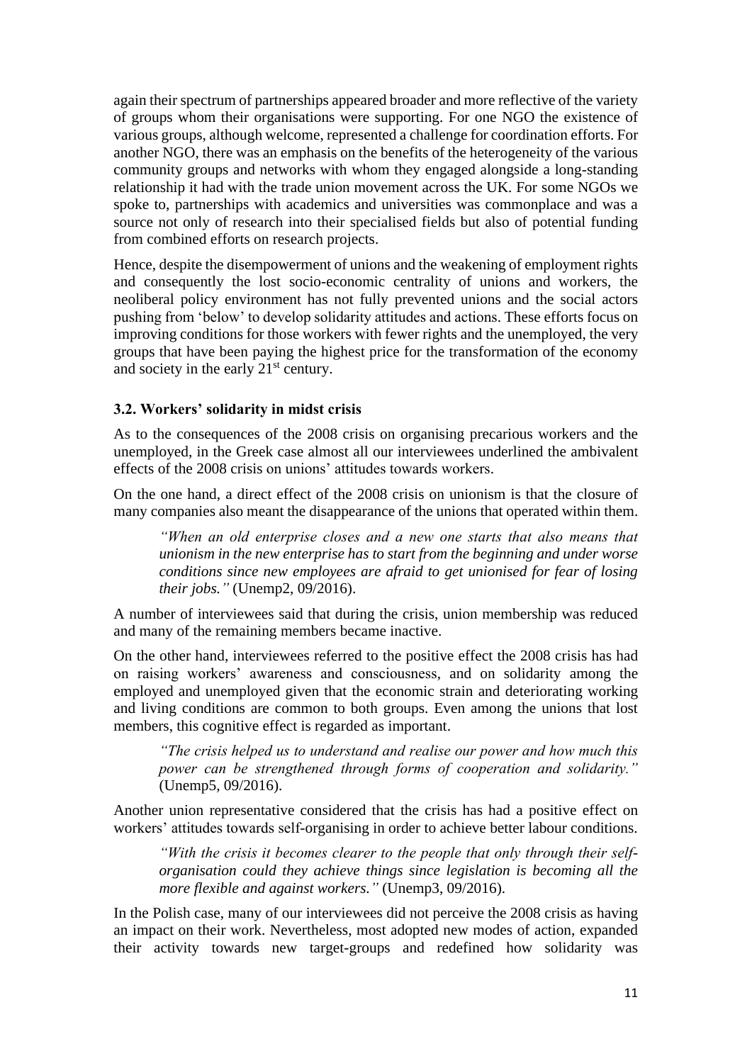again their spectrum of partnerships appeared broader and more reflective of the variety of groups whom their organisations were supporting. For one NGO the existence of various groups, although welcome, represented a challenge for coordination efforts. For another NGO, there was an emphasis on the benefits of the heterogeneity of the various community groups and networks with whom they engaged alongside a long-standing relationship it had with the trade union movement across the UK. For some NGOs we spoke to, partnerships with academics and universities was commonplace and was a source not only of research into their specialised fields but also of potential funding from combined efforts on research projects.

Hence, despite the disempowerment of unions and the weakening of employment rights and consequently the lost socio-economic centrality of unions and workers, the neoliberal policy environment has not fully prevented unions and the social actors pushing from 'below' to develop solidarity attitudes and actions. These efforts focus on improving conditions for those workers with fewer rights and the unemployed, the very groups that have been paying the highest price for the transformation of the economy and society in the early 21st century.

### 3.2. Workers' solidarity in midst crisis

As to the consequences of the 2008 crisis on organising precarious workers and the unemployed, in the Greek case almost all our interviewees underlined the ambivalent effects of the 2008 crisis on unions' attitudes towards workers.

On the one hand, a direct effect of the 2008 crisis on unionism is that the closure of many companies also meant the disappearance of the unions that operated within them.

> *"When an old enterprise closes and a new one starts that also means that unionism in the new enterprise has to start from the beginning and under worse conditions since new employees are afraid to get unionised for fear of losing their jobs."* (Unemp2, 09/2016).

A number of interviewees said that during the crisis, union membership was reduced and many of the remaining members became inactive.

On the other hand, interviewees referred to the positive effect the 2008 crisis has had on raising workers' awareness and consciousness, and on solidarity among the employed and unemployed given that the economic strain and deteriorating working and living conditions are common to both groups. Even among the unions that lost members, this cognitive effect is regarded as important.

> *"The crisis helped us to understand and realise our power and how much this power can be strengthened through forms of cooperation and solidarity."* (Unemp5, 09/2016).

Another union representative considered that the crisis has had a positive effect on workers' attitudes towards self-organising in order to achieve better labour conditions.

> *"With the crisis it becomes clearer to the people that only through their self-organisation could they achieve things since legislation is becoming all the more flexible and against workers."* (Unemp3, 09/2016).

In the Polish case, many of our interviewees did not perceive the 2008 crisis as having an impact on their work. Nevertheless, most adopted new modes of action, expanded their activity towards new target-groups and redefined how solidarity was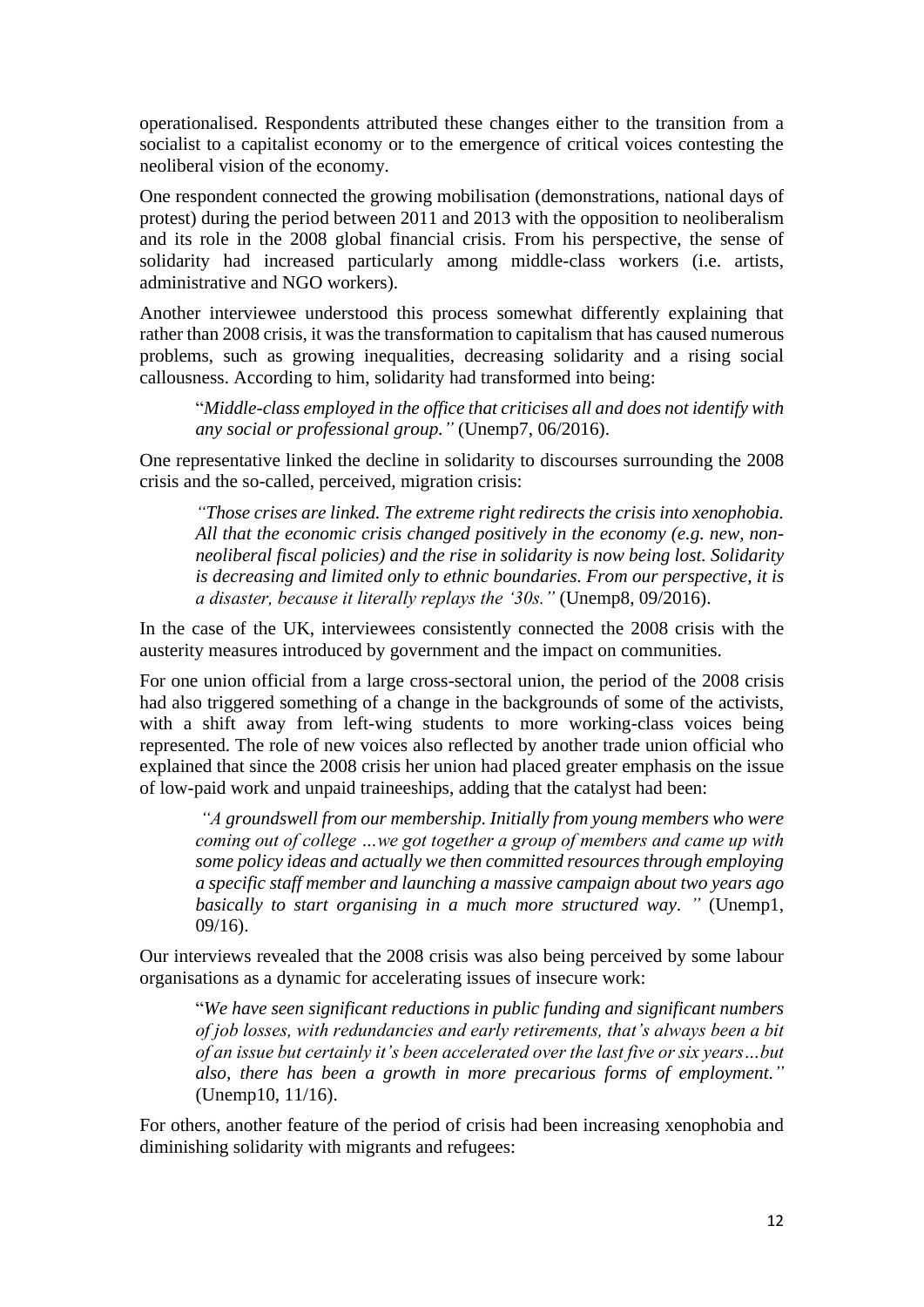operationalised. Respondents attributed these changes either to the transition from a socialist to a capitalist economy or to the emergence of critical voices contesting the neoliberal vision of the economy.

One respondent connected the growing mobilisation (demonstrations, national days of protest) during the period between 2011 and 2013 with the opposition to neoliberalism and its role in the 2008 global financial crisis. From his perspective, the sense of solidarity had increased particularly among middle-class workers (i.e. artists, administrative and NGO workers).

Another interviewee understood this process somewhat differently explaining that rather than 2008 crisis, it was the transformation to capitalism that has caused numerous problems, such as growing inequalities, decreasing solidarity and a rising social callousness. According to him, solidarity had transformed into being:

> "*Middle-class employed in the office that criticises all and does not identify with any social or professional group."* (Unemp7, 06/2016).

One representative linked the decline in solidarity to discourses surrounding the 2008 crisis and the so-called, perceived, migration crisis:

> *"Those crises are linked. The extreme right redirects the crisis into xenophobia. All that the economic crisis changed positively in the economy (e.g. new, non-neoliberal fiscal policies) and the rise in solidarity is now being lost. Solidarity is decreasing and limited only to ethnic boundaries. From our perspective, it is a disaster, because it literally replays the '30s."* (Unemp8, 09/2016).

In the case of the UK, interviewees consistently connected the 2008 crisis with the austerity measures introduced by government and the impact on communities.

For one union official from a large cross-sectoral union, the period of the 2008 crisis had also triggered something of a change in the backgrounds of some of the activists, with a shift away from left-wing students to more working-class voices being represented. The role of new voices also reflected by another trade union official who explained that since the 2008 crisis her union had placed greater emphasis on the issue of low-paid work and unpaid traineeships, adding that the catalyst had been:

> *"A groundswell from our membership. Initially from young members who were coming out of college …we got together a group of members and came up with some policy ideas and actually we then committed resources through employing a specific staff member and launching a massive campaign about two years ago basically to start organising in a much more structured way. "* (Unemp1, 09/16).

Our interviews revealed that the 2008 crisis was also being perceived by some labour organisations as a dynamic for accelerating issues of insecure work:

> "*We have seen significant reductions in public funding and significant numbers of job losses, with redundancies and early retirements, that's always been a bit of an issue but certainly it's been accelerated over the last five or six years…but also, there has been a growth in more precarious forms of employment."* (Unemp10, 11/16).

For others, another feature of the period of crisis had been increasing xenophobia and diminishing solidarity with migrants and refugees: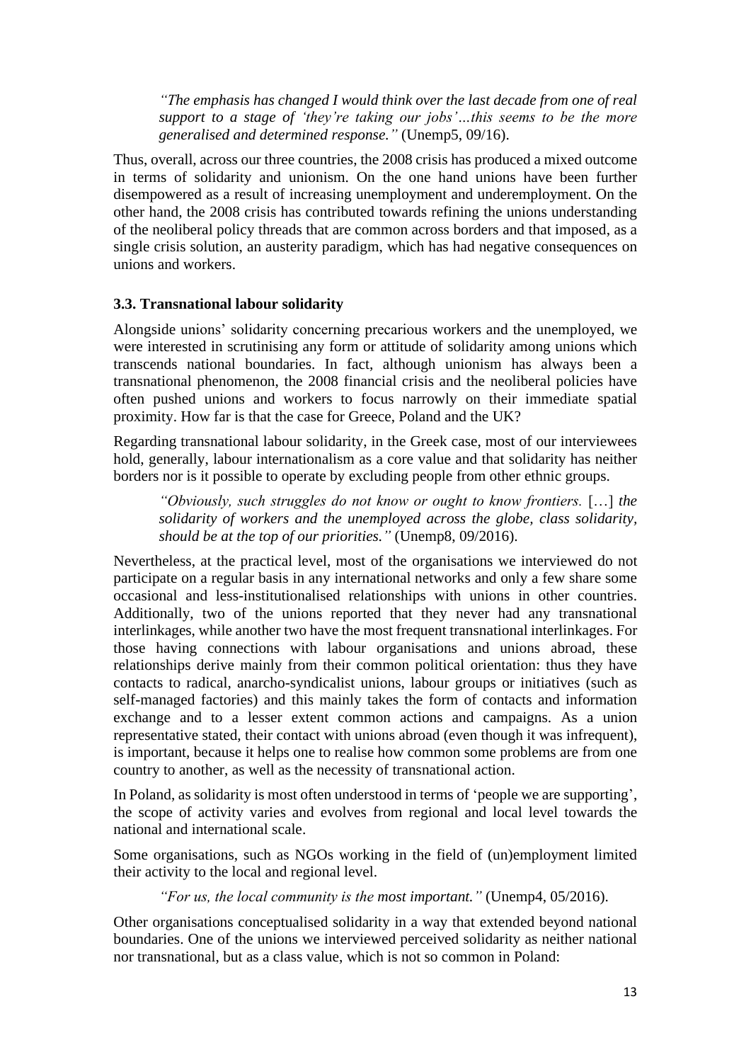> *"The emphasis has changed I would think over the last decade from one of real support to a stage of 'they're taking our jobs'…this seems to be the more generalised and determined response."* (Unemp5, 09/16).

Thus, overall, across our three countries, the 2008 crisis has produced a mixed outcome in terms of solidarity and unionism. On the one hand unions have been further disempowered as a result of increasing unemployment and underemployment. On the other hand, the 2008 crisis has contributed towards refining the unions understanding of the neoliberal policy threads that are common across borders and that imposed, as a single crisis solution, an austerity paradigm, which has had negative consequences on unions and workers.

### 3.3. Transnational labour solidarity

Alongside unions' solidarity concerning precarious workers and the unemployed, we were interested in scrutinising any form or attitude of solidarity among unions which transcends national boundaries. In fact, although unionism has always been a transnational phenomenon, the 2008 financial crisis and the neoliberal policies have often pushed unions and workers to focus narrowly on their immediate spatial proximity. How far is that the case for Greece, Poland and the UK?

Regarding transnational labour solidarity, in the Greek case, most of our interviewees hold, generally, labour internationalism as a core value and that solidarity has neither borders nor is it possible to operate by excluding people from other ethnic groups.

> *"Obviously, such struggles do not know or ought to know frontiers.* […] *the solidarity of workers and the unemployed across the globe, class solidarity, should be at the top of our priorities."* (Unemp8, 09/2016).

Nevertheless, at the practical level, most of the organisations we interviewed do not participate on a regular basis in any international networks and only a few share some occasional and less-institutionalised relationships with unions in other countries. Additionally, two of the unions reported that they never had any transnational interlinkages, while another two have the most frequent transnational interlinkages. For those having connections with labour organisations and unions abroad, these relationships derive mainly from their common political orientation: thus they have contacts to radical, anarcho-syndicalist unions, labour groups or initiatives (such as self-managed factories) and this mainly takes the form of contacts and information exchange and to a lesser extent common actions and campaigns. As a union representative stated, their contact with unions abroad (even though it was infrequent), is important, because it helps one to realise how common some problems are from one country to another, as well as the necessity of transnational action.

In Poland, as solidarity is most often understood in terms of 'people we are supporting', the scope of activity varies and evolves from regional and local level towards the national and international scale.

Some organisations, such as NGOs working in the field of (un)employment limited their activity to the local and regional level.

> *"For us, the local community is the most important."* (Unemp4, 05/2016).

Other organisations conceptualised solidarity in a way that extended beyond national boundaries. One of the unions we interviewed perceived solidarity as neither national nor transnational, but as a class value, which is not so common in Poland: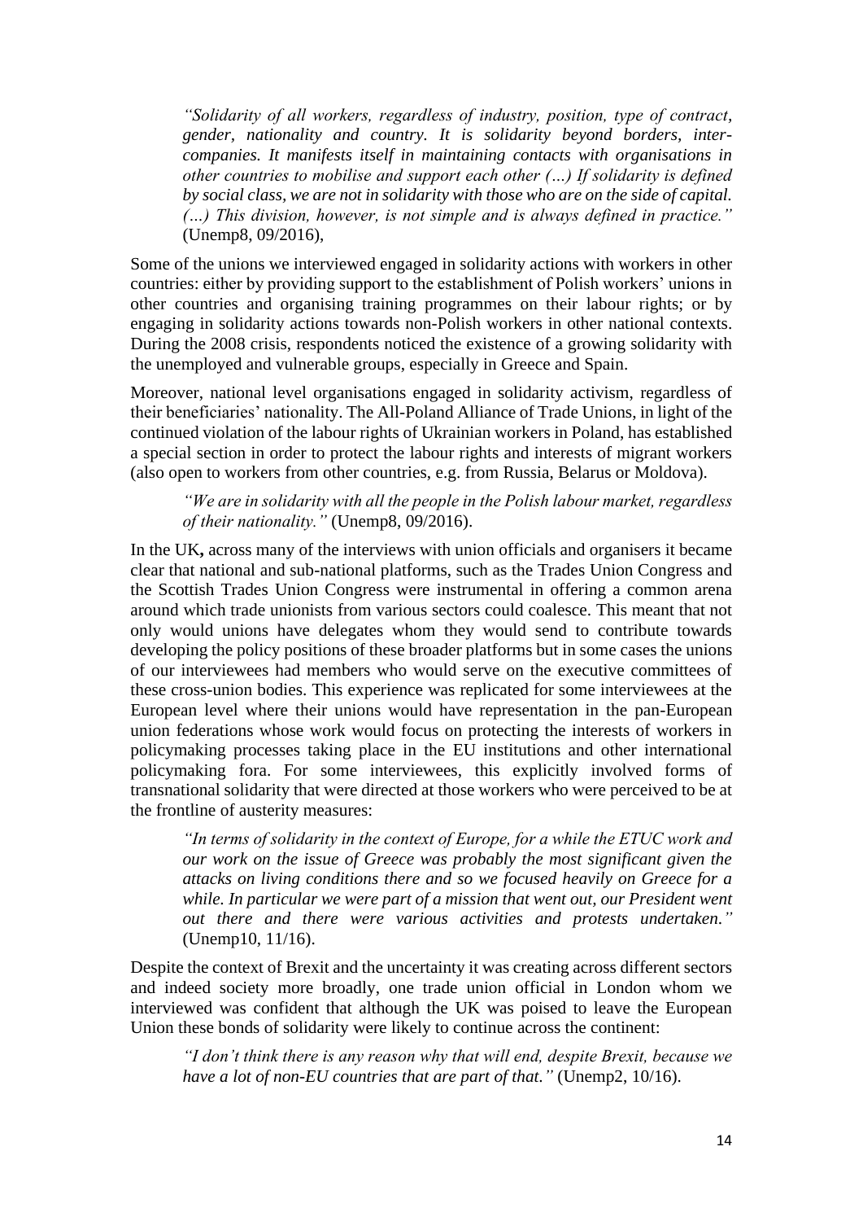> *"Solidarity of all workers, regardless of industry, position, type of contract, gender, nationality and country. It is solidarity beyond borders, inter-companies. It manifests itself in maintaining contacts with organisations in other countries to mobilise and support each other (…) If solidarity is defined by social class, we are not in solidarity with those who are on the side of capital. (…) This division, however, is not simple and is always defined in practice."* (Unemp8, 09/2016),

Some of the unions we interviewed engaged in solidarity actions with workers in other countries: either by providing support to the establishment of Polish workers' unions in other countries and organising training programmes on their labour rights; or by engaging in solidarity actions towards non-Polish workers in other national contexts. During the 2008 crisis, respondents noticed the existence of a growing solidarity with the unemployed and vulnerable groups, especially in Greece and Spain.

Moreover, national level organisations engaged in solidarity activism, regardless of their beneficiaries' nationality. The All-Poland Alliance of Trade Unions, in light of the continued violation of the labour rights of Ukrainian workers in Poland, has established a special section in order to protect the labour rights and interests of migrant workers (also open to workers from other countries, e.g. from Russia, Belarus or Moldova).

> *"We are in solidarity with all the people in the Polish labour market, regardless of their nationality."* (Unemp8, 09/2016).

In the UK**,** across many of the interviews with union officials and organisers it became clear that national and sub-national platforms, such as the Trades Union Congress and the Scottish Trades Union Congress were instrumental in offering a common arena around which trade unionists from various sectors could coalesce. This meant that not only would unions have delegates whom they would send to contribute towards developing the policy positions of these broader platforms but in some cases the unions of our interviewees had members who would serve on the executive committees of these cross-union bodies. This experience was replicated for some interviewees at the European level where their unions would have representation in the pan-European union federations whose work would focus on protecting the interests of workers in policymaking processes taking place in the EU institutions and other international policymaking fora. For some interviewees, this explicitly involved forms of transnational solidarity that were directed at those workers who were perceived to be at the frontline of austerity measures:

> *"In terms of solidarity in the context of Europe, for a while the ETUC work and our work on the issue of Greece was probably the most significant given the attacks on living conditions there and so we focused heavily on Greece for a while. In particular we were part of a mission that went out, our President went out there and there were various activities and protests undertaken."* (Unemp10, 11/16).

Despite the context of Brexit and the uncertainty it was creating across different sectors and indeed society more broadly, one trade union official in London whom we interviewed was confident that although the UK was poised to leave the European Union these bonds of solidarity were likely to continue across the continent:

> *"I don't think there is any reason why that will end, despite Brexit, because we have a lot of non-EU countries that are part of that."* (Unemp2, 10/16).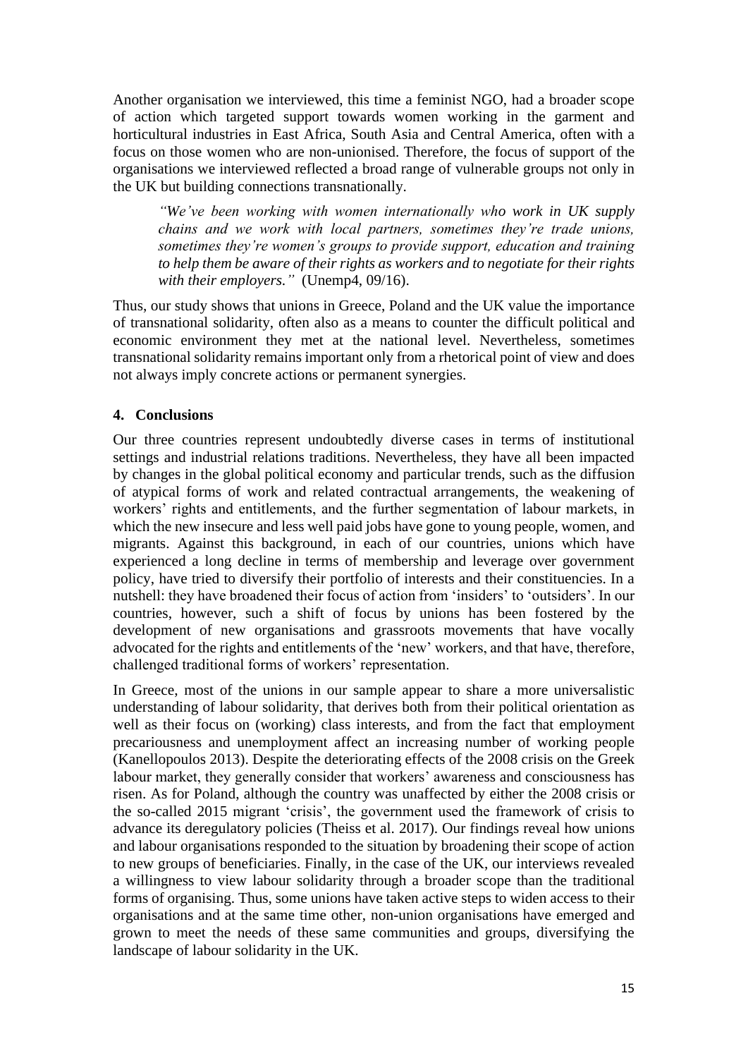Another organisation we interviewed, this time a feminist NGO, had a broader scope of action which targeted support towards women working in the garment and horticultural industries in East Africa, South Asia and Central America, often with a focus on those women who are non-unionised. Therefore, the focus of support of the organisations we interviewed reflected a broad range of vulnerable groups not only in the UK but building connections transnationally.

> *"We've been working with women internationally who work in UK supply chains and we work with local partners, sometimes they're trade unions, sometimes they're women's groups to provide support, education and training to help them be aware of their rights as workers and to negotiate for their rights with their employers."* (Unemp4, 09/16).

Thus, our study shows that unions in Greece, Poland and the UK value the importance of transnational solidarity, often also as a means to counter the difficult political and economic environment they met at the national level. Nevertheless, sometimes transnational solidarity remains important only from a rhetorical point of view and does not always imply concrete actions or permanent synergies.

## 4. Conclusions

Our three countries represent undoubtedly diverse cases in terms of institutional settings and industrial relations traditions. Nevertheless, they have all been impacted by changes in the global political economy and particular trends, such as the diffusion of atypical forms of work and related contractual arrangements, the weakening of workers' rights and entitlements, and the further segmentation of labour markets, in which the new insecure and less well paid jobs have gone to young people, women, and migrants. Against this background, in each of our countries, unions which have experienced a long decline in terms of membership and leverage over government policy, have tried to diversify their portfolio of interests and their constituencies. In a nutshell: they have broadened their focus of action from 'insiders' to 'outsiders'. In our countries, however, such a shift of focus by unions has been fostered by the development of new organisations and grassroots movements that have vocally advocated for the rights and entitlements of the 'new' workers, and that have, therefore, challenged traditional forms of workers' representation.

In Greece, most of the unions in our sample appear to share a more universalistic understanding of labour solidarity, that derives both from their political orientation as well as their focus on (working) class interests, and from the fact that employment precariousness and unemployment affect an increasing number of working people (Kanellopoulos 2013). Despite the deteriorating effects of the 2008 crisis on the Greek labour market, they generally consider that workers' awareness and consciousness has risen. As for Poland, although the country was unaffected by either the 2008 crisis or the so-called 2015 migrant 'crisis', the government used the framework of crisis to advance its deregulatory policies (Theiss et al. 2017). Our findings reveal how unions and labour organisations responded to the situation by broadening their scope of action to new groups of beneficiaries. Finally, in the case of the UK, our interviews revealed a willingness to view labour solidarity through a broader scope than the traditional forms of organising. Thus, some unions have taken active steps to widen access to their organisations and at the same time other, non-union organisations have emerged and grown to meet the needs of these same communities and groups, diversifying the landscape of labour solidarity in the UK.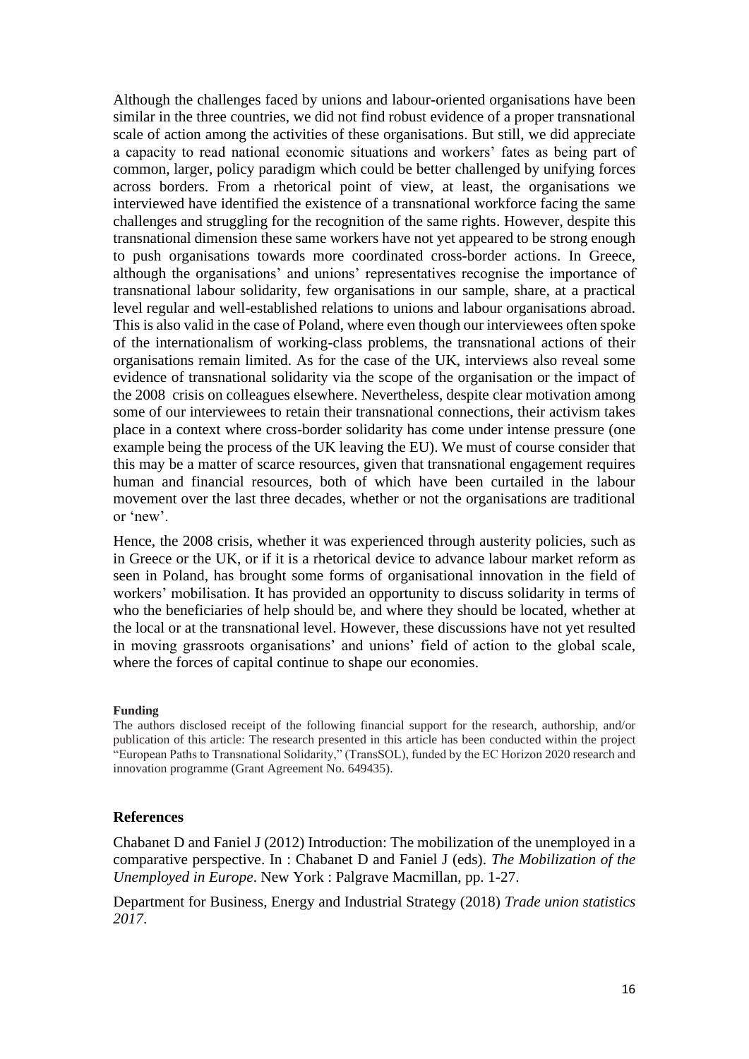Although the challenges faced by unions and labour-oriented organisations have been similar in the three countries, we did not find robust evidence of a proper transnational scale of action among the activities of these organisations. But still, we did appreciate a capacity to read national economic situations and workers' fates as being part of common, larger, policy paradigm which could be better challenged by unifying forces across borders. From a rhetorical point of view, at least, the organisations we interviewed have identified the existence of a transnational workforce facing the same challenges and struggling for the recognition of the same rights. However, despite this transnational dimension these same workers have not yet appeared to be strong enough to push organisations towards more coordinated cross-border actions. In Greece, although the organisations' and unions' representatives recognise the importance of transnational labour solidarity, few organisations in our sample, share, at a practical level regular and well-established relations to unions and labour organisations abroad. This is also valid in the case of Poland, where even though our interviewees often spoke of the internationalism of working-class problems, the transnational actions of their organisations remain limited. As for the case of the UK, interviews also reveal some evidence of transnational solidarity via the scope of the organisation or the impact of the 2008 crisis on colleagues elsewhere. Nevertheless, despite clear motivation among some of our interviewees to retain their transnational connections, their activism takes place in a context where cross-border solidarity has come under intense pressure (one example being the process of the UK leaving the EU). We must of course consider that this may be a matter of scarce resources, given that transnational engagement requires human and financial resources, both of which have been curtailed in the labour movement over the last three decades, whether or not the organisations are traditional or 'new'.

Hence, the 2008 crisis, whether it was experienced through austerity policies, such as in Greece or the UK, or if it is a rhetorical device to advance labour market reform as seen in Poland, has brought some forms of organisational innovation in the field of workers' mobilisation. It has provided an opportunity to discuss solidarity in terms of who the beneficiaries of help should be, and where they should be located, whether at the local or at the transnational level. However, these discussions have not yet resulted in moving grassroots organisations' and unions' field of action to the global scale, where the forces of capital continue to shape our economies.

**Funding**

The authors disclosed receipt of the following financial support for the research, authorship, and/or publication of this article: The research presented in this article has been conducted within the project "European Paths to Transnational Solidarity," (TransSOL), funded by the EC Horizon 2020 research and innovation programme (Grant Agreement No. 649435).

## References

Chabanet D and Faniel J (2012) Introduction: The mobilization of the unemployed in a comparative perspective. In : Chabanet D and Faniel J (eds). *The Mobilization of the Unemployed in Europe*. New York : Palgrave Macmillan, pp. 1-27.

Department for Business, Energy and Industrial Strategy (2018) *Trade union statistics 2017*.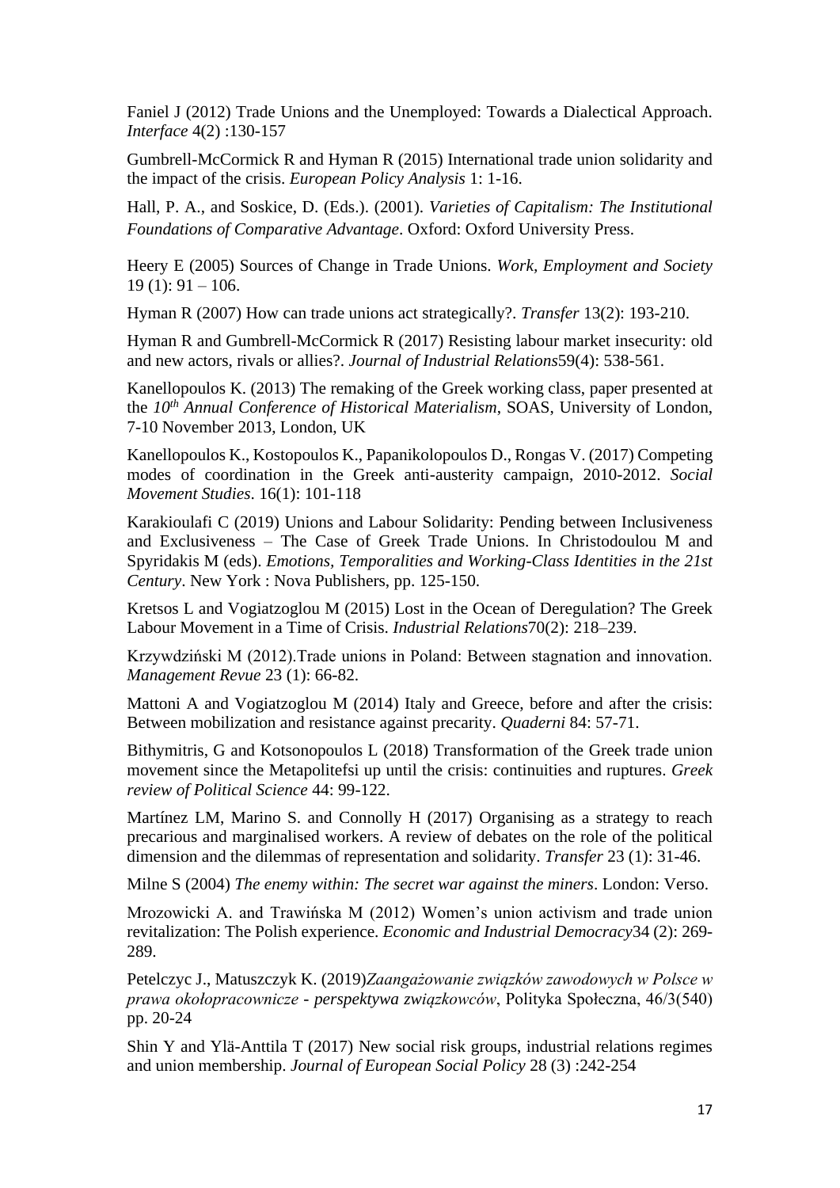Faniel J (2012) Trade Unions and the Unemployed: Towards a Dialectical Approach. *Interface* 4(2) :130-157

Gumbrell-McCormick R and Hyman R (2015) International trade union solidarity and the impact of the crisis. *European Policy Analysis* 1: 1-16.

Hall, P. A., and Soskice, D. (Eds.). (2001). *Varieties of Capitalism: The Institutional Foundations of Comparative Advantage*. Oxford: Oxford University Press.

Heery E (2005) Sources of Change in Trade Unions. *Work, Employment and Society* 19 (1): 91 – 106.

Hyman R (2007) How can trade unions act strategically?. *Transfer* 13(2): 193-210.

Hyman R and Gumbrell-McCormick R (2017) Resisting labour market insecurity: old and new actors, rivals or allies?. *Journal of Industrial Relations*59(4): 538-561.

Kanellopoulos K. (2013) The remaking of the Greek working class, paper presented at the *10th Annual Conference of Historical Materialism*, SOAS, University of London, 7-10 November 2013, London, UK

Kanellopoulos K., Kostopoulos K., Papanikolopoulos D., Rongas V. (2017) Competing modes of coordination in the Greek anti-austerity campaign, 2010-2012. *Social Movement Studies*. 16(1): 101-118

Karakioulafi C (2019) Unions and Labour Solidarity: Pending between Inclusiveness and Exclusiveness – The Case of Greek Trade Unions. In Christodoulou M and Spyridakis M (eds). *Emotions, Temporalities and Working-Class Identities in the 21st Century*. New York : Nova Publishers, pp. 125-150.

Kretsos L and Vogiatzoglou M (2015) Lost in the Ocean of Deregulation? The Greek Labour Movement in a Time of Crisis. *Industrial Relations*70(2): 218–239.

Krzywdziński M (2012).Trade unions in Poland: Between stagnation and innovation. *Management Revue* 23 (1): 66-82.

Mattoni A and Vogiatzoglou M (2014) Italy and Greece, before and after the crisis: Between mobilization and resistance against precarity. *Quaderni* 84: 57-71.

Bithymitris, G and Kotsonopoulos L (2018) Transformation of the Greek trade union movement since the Metapolitefsi up until the crisis: continuities and ruptures. *Greek review of Political Science* 44: 99-122.

Martínez LM, Marino S. and Connolly H (2017) Organising as a strategy to reach precarious and marginalised workers. A review of debates on the role of the political dimension and the dilemmas of representation and solidarity. *Transfer* 23 (1): 31-46.

Milne S (2004) *The enemy within: The secret war against the miners*. London: Verso.

Mrozowicki A. and Trawińska M (2012) Women's union activism and trade union revitalization: The Polish experience. *Economic and Industrial Democracy*34 (2): 269-289.

Petelczyc J., Matuszczyk K. (2019)*Zaangażowanie związków zawodowych w Polsce w prawa okołopracownicze - perspektywa związkowców*, Polityka Społeczna, 46/3(540) pp. 20-24

Shin Y and Ylä-Anttila T (2017) New social risk groups, industrial relations regimes and union membership. *Journal of European Social Policy* 28 (3) :242-254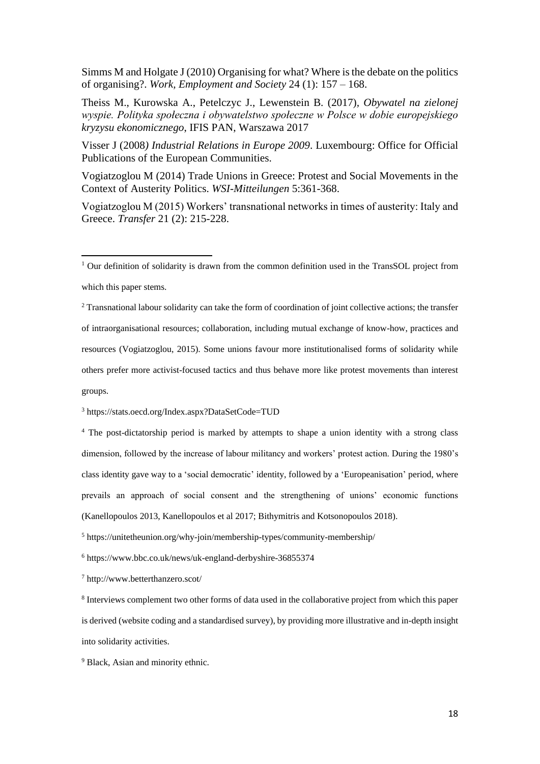Simms M and Holgate J (2010) Organising for what? Where is the debate on the politics of organising?. *Work, Employment and Society* 24 (1): 157 – 168.

Theiss M., Kurowska A., Petelczyc J., Lewenstein B. (2017), *Obywatel na zielonej wyspie. Polityka społeczna i obywatelstwo społeczne w Polsce w dobie europejskiego kryzysu ekonomicznego*, IFIS PAN, Warszawa 2017

Visser J (2008*) Industrial Relations in Europe 2009*. Luxembourg: Office for Official Publications of the European Communities.

Vogiatzoglou M (2014) Trade Unions in Greece: Protest and Social Movements in the Context of Austerity Politics. *WSI-Mitteilungen* 5:361-368.

Vogiatzoglou M (2015) Workers' transnational networks in times of austerity: Italy and Greece. *Transfer* 21 (2): 215-228.

---

[1] Our definition of solidarity is drawn from the common definition used in the TransSOL project from which this paper stems.

[2] Transnational labour solidarity can take the form of coordination of joint collective actions; the transfer of intraorganisational resources; collaboration, including mutual exchange of know-how, practices and resources (Vogiatzoglou, 2015). Some unions favour more institutionalised forms of solidarity while others prefer more activist-focused tactics and thus behave more like protest movements than interest groups.

[3] https://stats.oecd.org/Index.aspx?DataSetCode=TUD

[4] The post-dictatorship period is marked by attempts to shape a union identity with a strong class dimension, followed by the increase of labour militancy and workers' protest action. During the 1980's class identity gave way to a 'social democratic' identity, followed by a 'Europeanisation' period, where prevails an approach of social consent and the strengthening of unions' economic functions (Kanellopoulos 2013, Kanellopoulos et al 2017; Bithymitris and Kotsonopoulos 2018).

[5] https://unitetheunion.org/why-join/membership-types/community-membership/

[6] https://www.bbc.co.uk/news/uk-england-derbyshire-36855374

[7] http://www.betterthanzero.scot/

[8] Interviews complement two other forms of data used in the collaborative project from which this paper is derived (website coding and a standardised survey), by providing more illustrative and in-depth insight into solidarity activities.

[9] Black, Asian and minority ethnic.